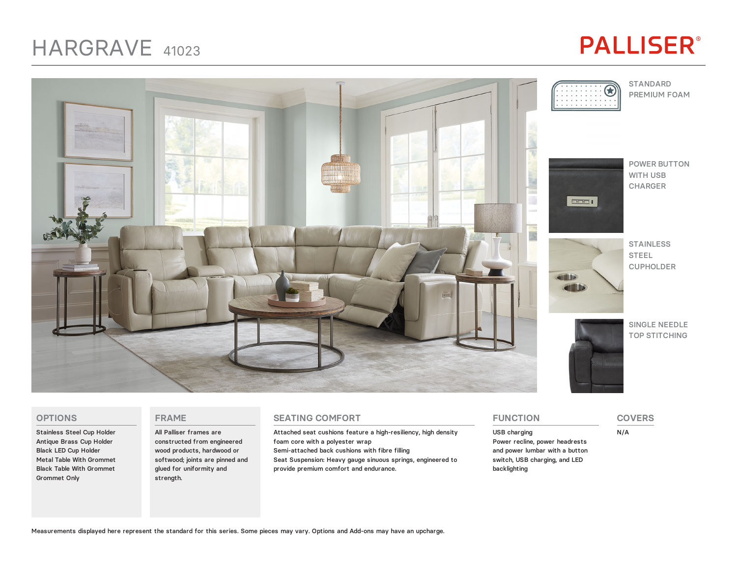# HARGRAVE 41023

PALLISER®

STANDARD PREMIUM FOAM

POWER BUTTON WITH USB CHARGER

STAINLESS STEEL CUPHOLDER

SINGLE NEEDLE TOP STITCHING

## OPTIONS

Stainless Steel Cup Holder
Antique Brass Cup Holder
Black LED Cup Holder
Metal Table With Grommet
Black Table With Grommet
Grommet Only

## FRAME

All Palliser frames are constructed from engineered wood products, hardwood or softwood; joints are pinned and glued for uniformity and strength.

## SEATING COMFORT

Attached seat cushions feature a high-resiliency, high density foam core with a polyester wrap
Semi-attached back cushions with fibre filling
Seat Suspension: Heavy gauge sinuous springs, engineered to provide premium comfort and endurance.

## FUNCTION

USB charging
Power recline, power headrests and power lumbar with a button switch, USB charging, and LED backlighting

## COVERS

N/A

Measurements displayed here represent the standard for this series. Some pieces may vary. Options and Add-ons may have an upcharge.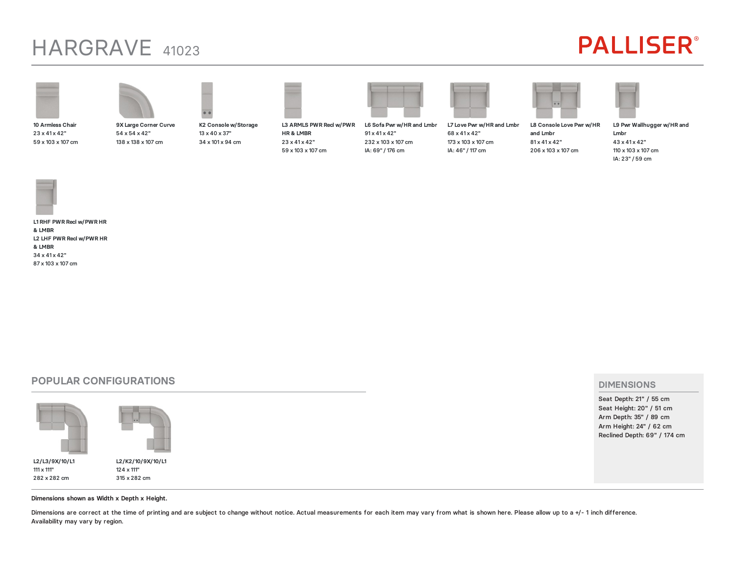# HARGRAVE 41023

PALLISER®

**10 Armless Chair**
23 x 41 x 42"
59 x 103 x 107 cm

**9X Large Corner Curve**
54 x 54 x 42"
138 x 138 x 107 cm

**K2 Console w/Storage**
13 x 40 x 37"
34 x 101 x 94 cm

**L3 ARMLS PWR Recl w/PWR HR & LMBR**
23 x 41 x 42"
59 x 103 x 107 cm

**L6 Sofa Pwr w/HR and Lmbr**
91 x 41 x 42"
232 x 103 x 107 cm
IA: 69" / 176 cm

**L7 Love Pwr w/HR and Lmbr**
68 x 41 x 42"
173 x 103 x 107 cm
IA: 46" / 117 cm

**L8 Console Love Pwr w/HR and Lmbr**
81 x 41 x 42"
206 x 103 x 107 cm

**L9 Pwr Wallhugger w/HR and Lmbr**
43 x 41 x 42"
110 x 103 x 107 cm
IA: 23" / 59 cm

**L1 RHF PWR Recl w/PWR HR & LMBR**
**L2 LHF PWR Recl w/PWR HR & LMBR**
34 x 41 x 42"
87 x 103 x 107 cm

## POPULAR CONFIGURATIONS

**L2/L3/9X/10/L1**
111 x 111"
282 x 282 cm

**L2/K2/10/9X/10/L1**
124 x 111"
315 x 282 cm

## DIMENSIONS

Seat Depth: 21" / 55 cm
Seat Height: 20" / 51 cm
Arm Depth: 35" / 89 cm
Arm Height: 24" / 62 cm
Reclined Depth: 69" / 174 cm

**Dimensions shown as Width x Depth x Height.**

Dimensions are correct at the time of printing and are subject to change without notice. Actual measurements for each item may vary from what is shown here. Please allow up to a +/- 1 inch difference.
Availability may vary by region.